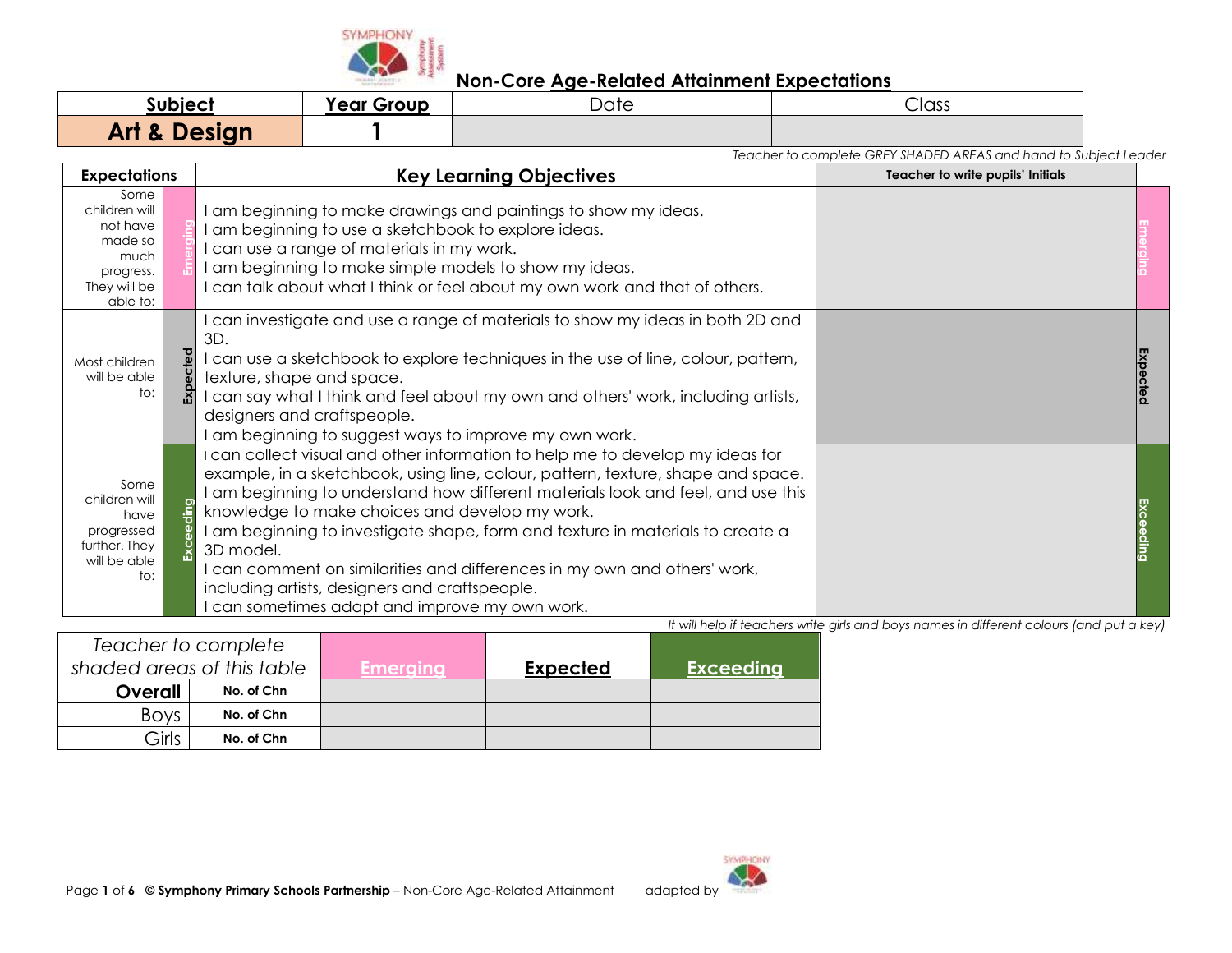# Non-Core Age-Related Attainment Expectations

| Subject | Year Group | Date | Class |
|---|---|---|---|
| **Art & Design** | **1** | | |

*Teacher to complete GREY SHADED AREAS and hand to Subject Leader*

| Expectations | | Key Learning Objectives | Teacher to write pupils' Initials | |
|---|---|---|---|---|
| Some children will not have made so much progress. They will be able to: | Emerging | I am beginning to make drawings and paintings to show my ideas.<br>I am beginning to use a sketchbook to explore ideas.<br>I can use a range of materials in my work.<br>I am beginning to make simple models to show my ideas.<br>I can talk about what I think or feel about my own work and that of others. | | Emerging |
| Most children will be able to: | Expected | I can investigate and use a range of materials to show my ideas in both 2D and 3D.<br>I can use a sketchbook to explore techniques in the use of line, colour, pattern, texture, shape and space.<br>I can say what I think and feel about my own and others' work, including artists, designers and craftspeople.<br>I am beginning to suggest ways to improve my own work. | | Expected |
| Some children will have progressed further. They will be able to: | Exceeding | I can collect visual and other information to help me to develop my ideas for example, in a sketchbook, using line, colour, pattern, texture, shape and space.<br>I am beginning to understand how different materials look and feel, and use this knowledge to make choices and develop my work.<br>I am beginning to investigate shape, form and texture in materials to create a 3D model.<br>I can comment on similarities and differences in my own and others' work, including artists, designers and craftspeople.<br>I can sometimes adapt and improve my own work. | | Exceeding |

*It will help if teachers write girls and boys names in different colours (and put a key)*

| *Teacher to complete shaded areas of this table* | | Emerging | Expected | Exceeding |
|---|---|---|---|---|
| **Overall** | **No. of Chn** | | | |
| Boys | **No. of Chn** | | | |
| Girls | **No. of Chn** | | | |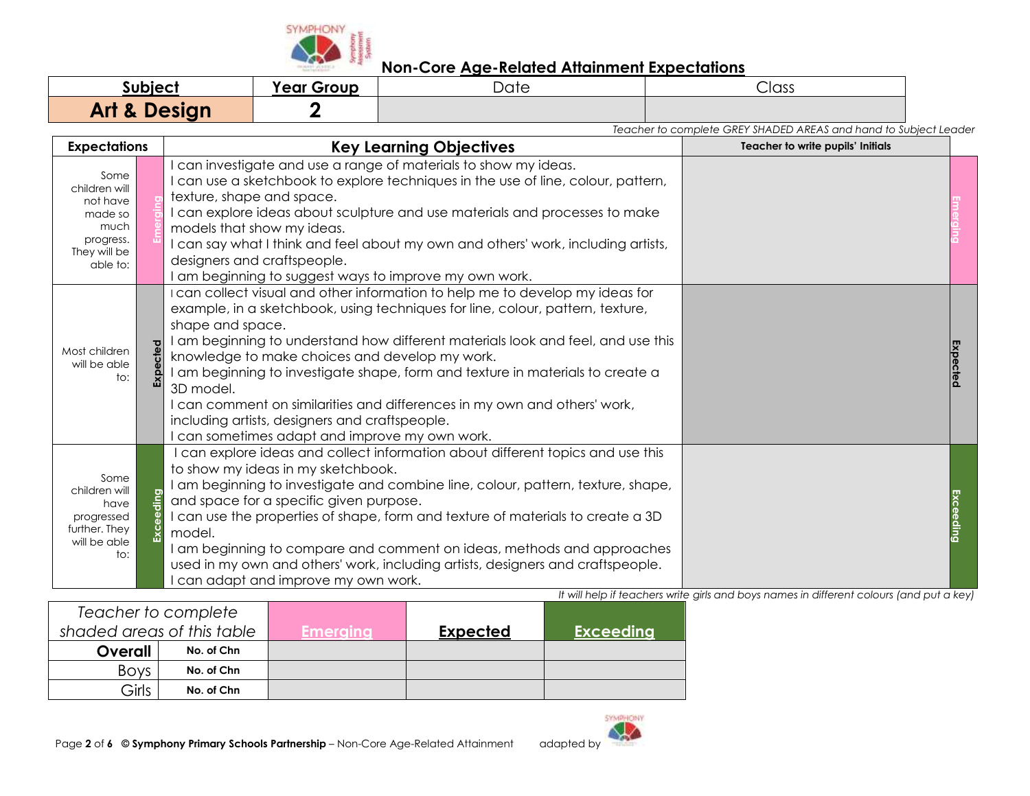## Non-Core Age-Related Attainment Expectations

| Subject | Year Group | Date | Class |
|---|---|---|---|
| **Art & Design** | **2** | | |

*Teacher to complete GREY SHADED AREAS and hand to Subject Leader*

| Expectations | | Key Learning Objectives | Teacher to write pupils' Initials | |
|---|---|---|---|---|
| Some children will not have made so much progress. They will be able to: | Emerging | I can investigate and use a range of materials to show my ideas.<br>I can use a sketchbook to explore techniques in the use of line, colour, pattern, texture, shape and space.<br>I can explore ideas about sculpture and use materials and processes to make models that show my ideas.<br>I can say what I think and feel about my own and others' work, including artists, designers and craftspeople.<br>I am beginning to suggest ways to improve my own work. | | Emerging |
| Most children will be able to: | Expected | I can collect visual and other information to help me to develop my ideas for example, in a sketchbook, using techniques for line, colour, pattern, texture, shape and space.<br>I am beginning to understand how different materials look and feel, and use this knowledge to make choices and develop my work.<br>I am beginning to investigate shape, form and texture in materials to create a 3D model.<br>I can comment on similarities and differences in my own and others' work, including artists, designers and craftspeople.<br>I can sometimes adapt and improve my own work. | | Expected |
| Some children will have progressed further. They will be able to: | Exceeding | I can explore ideas and collect information about different topics and use this to show my ideas in my sketchbook.<br>I am beginning to investigate and combine line, colour, pattern, texture, shape, and space for a specific given purpose.<br>I can use the properties of shape, form and texture of materials to create a 3D model.<br>I am beginning to compare and comment on ideas, methods and approaches used in my own and others' work, including artists, designers and craftspeople.<br>I can adapt and improve my own work. | | Exceeding |

*It will help if teachers write girls and boys names in different colours (and put a key)*

| *Teacher to complete shaded areas of this table* | | Emerging | Expected | Exceeding |
|---|---|---|---|---|
| **Overall** | No. of Chn | | | |
| Boys | No. of Chn | | | |
| Girls | No. of Chn | | | |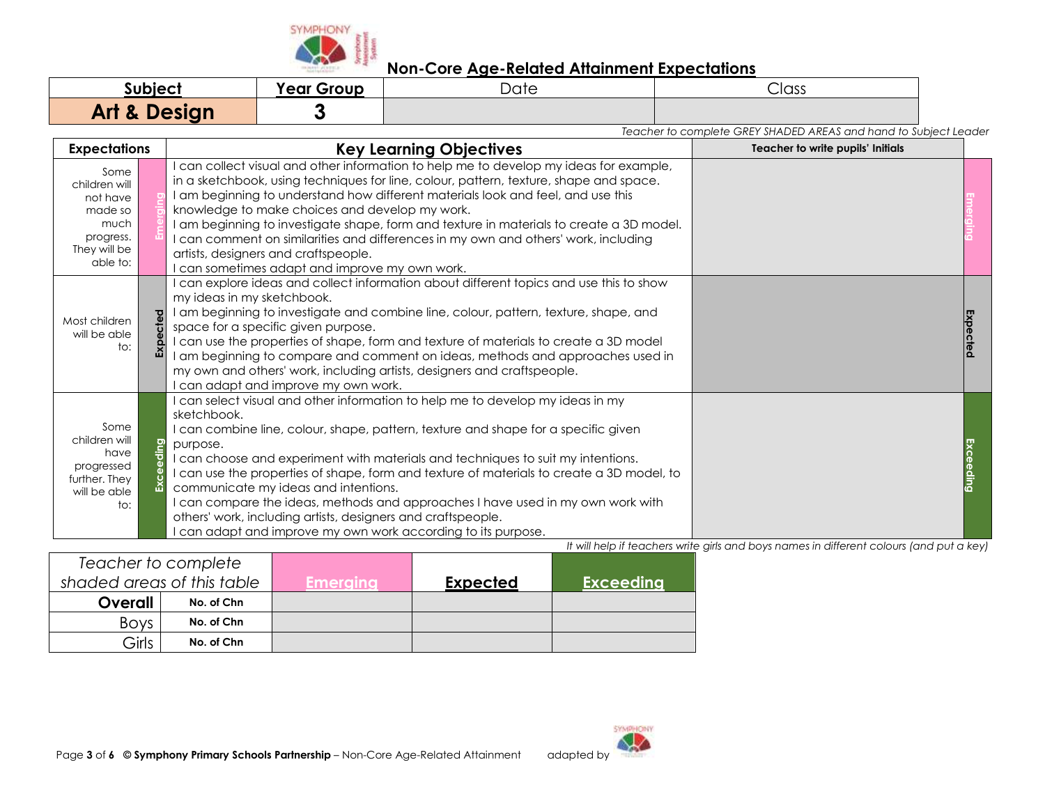## Non-Core Age-Related Attainment Expectations

| Subject | Year Group | Date | Class |
|---|---|---|---|
| **Art & Design** | **3** | | |

*Teacher to complete GREY SHADED AREAS and hand to Subject Leader*

| Expectations | | Key Learning Objectives | Teacher to write pupils' Initials | |
|---|---|---|---|---|
| Some children will not have made so much progress. They will be able to: | Emerging | I can collect visual and other information to help me to develop my ideas for example, in a sketchbook, using techniques for line, colour, pattern, texture, shape and space.<br>I am beginning to understand how different materials look and feel, and use this knowledge to make choices and develop my work.<br>I am beginning to investigate shape, form and texture in materials to create a 3D model.<br>I can comment on similarities and differences in my own and others' work, including artists, designers and craftspeople.<br>I can sometimes adapt and improve my own work. | | Emerging |
| Most children will be able to: | Expected | I can explore ideas and collect information about different topics and use this to show my ideas in my sketchbook.<br>I am beginning to investigate and combine line, colour, pattern, texture, shape, and space for a specific given purpose.<br>I can use the properties of shape, form and texture of materials to create a 3D model<br>I am beginning to compare and comment on ideas, methods and approaches used in my own and others' work, including artists, designers and craftspeople.<br>I can adapt and improve my own work. | | Expected |
| Some children will have progressed further. They will be able to: | Exceeding | I can select visual and other information to help me to develop my ideas in my sketchbook.<br>I can combine line, colour, shape, pattern, texture and shape for a specific given purpose.<br>I can choose and experiment with materials and techniques to suit my intentions.<br>I can use the properties of shape, form and texture of materials to create a 3D model, to communicate my ideas and intentions.<br>I can compare the ideas, methods and approaches I have used in my own work with others' work, including artists, designers and craftspeople.<br>I can adapt and improve my own work according to its purpose. | | Exceeding |

*It will help if teachers write girls and boys names in different colours (and put a key)*

| *Teacher to complete shaded areas of this table* | | Emerging | Expected | Exceeding |
|---|---|---|---|---|
| **Overall** | **No. of Chn** | | | |
| Boys | **No. of Chn** | | | |
| Girls | **No. of Chn** | | | |

**© Symphony Primary Schools Partnership** – Non-Core Age-Related Attainment adapted by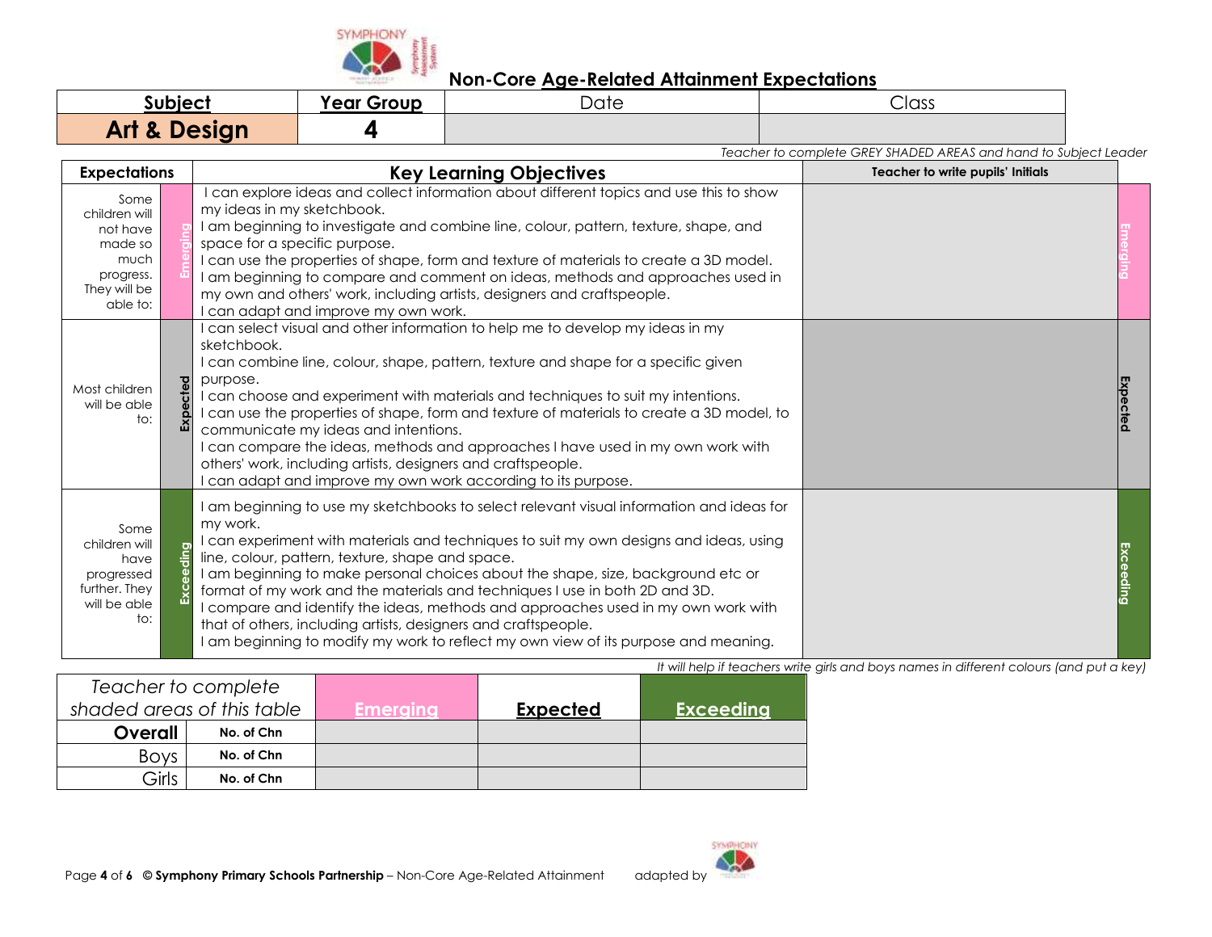# Non-Core Age-Related Attainment Expectations

| Subject | Year Group | Date | Class |
|---|---|---|---|
| **Art & Design** | **4** | | |

*Teacher to complete GREY SHADED AREAS and hand to Subject Leader*

| Expectations | | Key Learning Objectives | Teacher to write pupils' Initials | |
|---|---|---|---|---|
| Some children will not have made so much progress. They will be able to: | Emerging | I can explore ideas and collect information about different topics and use this to show my ideas in my sketchbook.<br>I am beginning to investigate and combine line, colour, pattern, texture, shape, and space for a specific purpose.<br>I can use the properties of shape, form and texture of materials to create a 3D model.<br>I am beginning to compare and comment on ideas, methods and approaches used in my own and others' work, including artists, designers and craftspeople.<br>I can adapt and improve my own work. | | Emerging |
| Most children will be able to: | Expected | I can select visual and other information to help me to develop my ideas in my sketchbook.<br>I can combine line, colour, shape, pattern, texture and shape for a specific given purpose.<br>I can choose and experiment with materials and techniques to suit my intentions.<br>I can use the properties of shape, form and texture of materials to create a 3D model, to communicate my ideas and intentions.<br>I can compare the ideas, methods and approaches I have used in my own work with others' work, including artists, designers and craftspeople.<br>I can adapt and improve my own work according to its purpose. | | Expected |
| Some children will have progressed further. They will be able to: | Exceeding | I am beginning to use my sketchbooks to select relevant visual information and ideas for my work.<br>I can experiment with materials and techniques to suit my own designs and ideas, using line, colour, pattern, texture, shape and space.<br>I am beginning to make personal choices about the shape, size, background etc or format of my work and the materials and techniques I use in both 2D and 3D.<br>I compare and identify the ideas, methods and approaches used in my own work with that of others, including artists, designers and craftspeople.<br>I am beginning to modify my work to reflect my own view of its purpose and meaning. | | Exceeding |

*It will help if teachers write girls and boys names in different colours (and put a key)*

| *Teacher to complete shaded areas of this table* | | Emerging | Expected | Exceeding |
|---|---|---|---|---|
| **Overall** | No. of Chn | | | |
| Boys | No. of Chn | | | |
| Girls | No. of Chn | | | |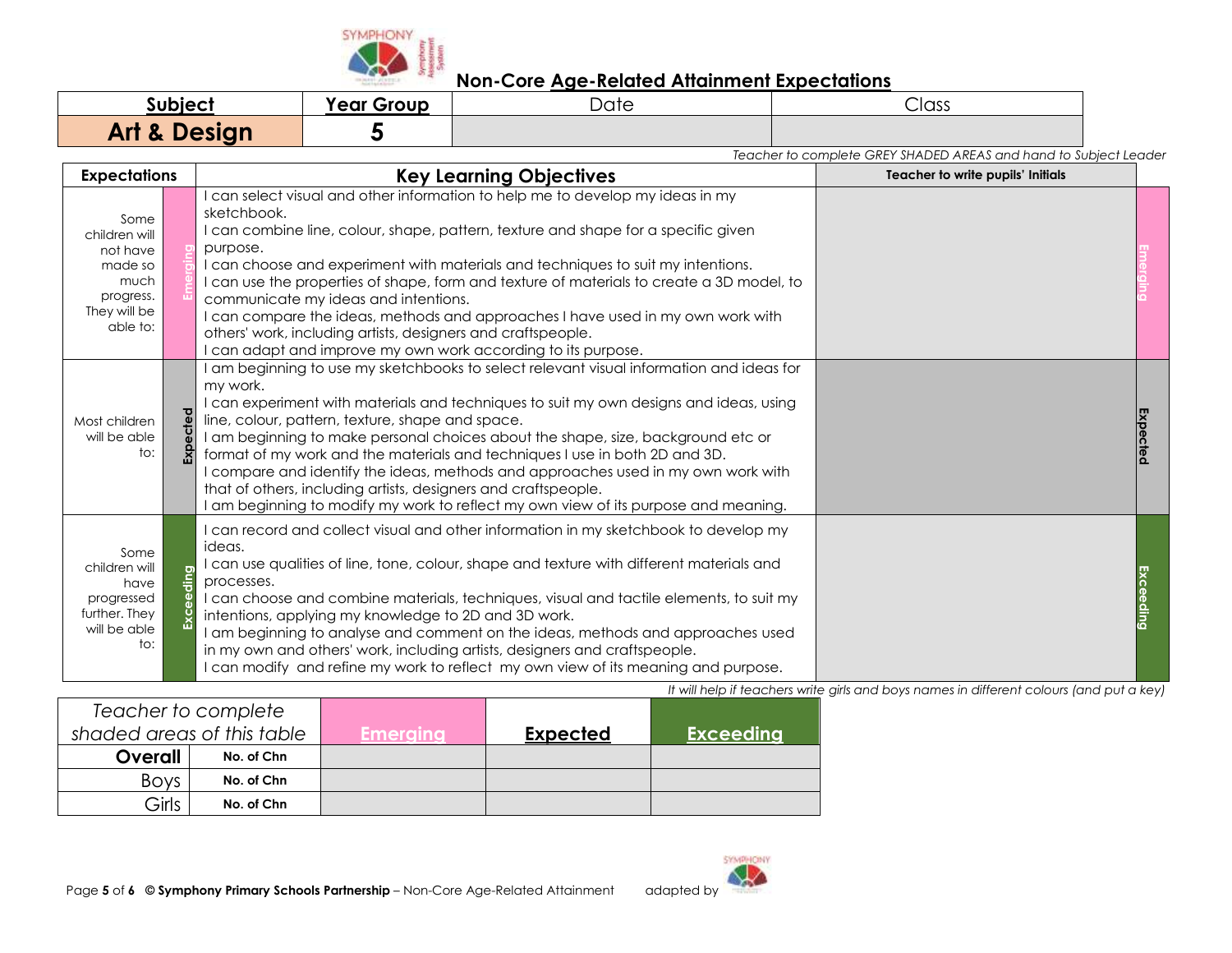## Non-Core Age-Related Attainment Expectations

| **Subject** | **Year Group** | Date | Class |
|---|---|---|---|
| **Art & Design** | **5** | | |

*Teacher to complete GREY SHADED AREAS and hand to Subject Leader*

| **Expectations** | | **Key Learning Objectives** | **Teacher to write pupils' Initials** | |
|---|---|---|---|---|
| Some children will not have made so much progress. They will be able to: | Emerging | I can select visual and other information to help me to develop my ideas in my sketchbook.<br>I can combine line, colour, shape, pattern, texture and shape for a specific given purpose.<br>I can choose and experiment with materials and techniques to suit my intentions.<br>I can use the properties of shape, form and texture of materials to create a 3D model, to communicate my ideas and intentions.<br>I can compare the ideas, methods and approaches I have used in my own work with others' work, including artists, designers and craftspeople.<br>I can adapt and improve my own work according to its purpose. | | Emerging |
| Most children will be able to: | Expected | I am beginning to use my sketchbooks to select relevant visual information and ideas for my work.<br>I can experiment with materials and techniques to suit my own designs and ideas, using line, colour, pattern, texture, shape and space.<br>I am beginning to make personal choices about the shape, size, background etc or format of my work and the materials and techniques I use in both 2D and 3D.<br>I compare and identify the ideas, methods and approaches used in my own work with that of others, including artists, designers and craftspeople.<br>I am beginning to modify my work to reflect my own view of its purpose and meaning. | | Expected |
| Some children will have progressed further. They will be able to: | Exceeding | I can record and collect visual and other information in my sketchbook to develop my ideas.<br>I can use qualities of line, tone, colour, shape and texture with different materials and processes.<br>I can choose and combine materials, techniques, visual and tactile elements, to suit my intentions, applying my knowledge to 2D and 3D work.<br>I am beginning to analyse and comment on the ideas, methods and approaches used in my own and others' work, including artists, designers and craftspeople.<br>I can modify and refine my work to reflect my own view of its meaning and purpose. | | Exceeding |

*It will help if teachers write girls and boys names in different colours (and put a key)*

| *Teacher to complete shaded areas of this table* | | **Emerging** | **Expected** | **Exceeding** |
|---|---|---|---|---|
| **Overall** | **No. of Chn** | | | |
| Boys | **No. of Chn** | | | |
| Girls | **No. of Chn** | | | |

© **Symphony Primary Schools Partnership** – Non-Core Age-Related Attainment adapted by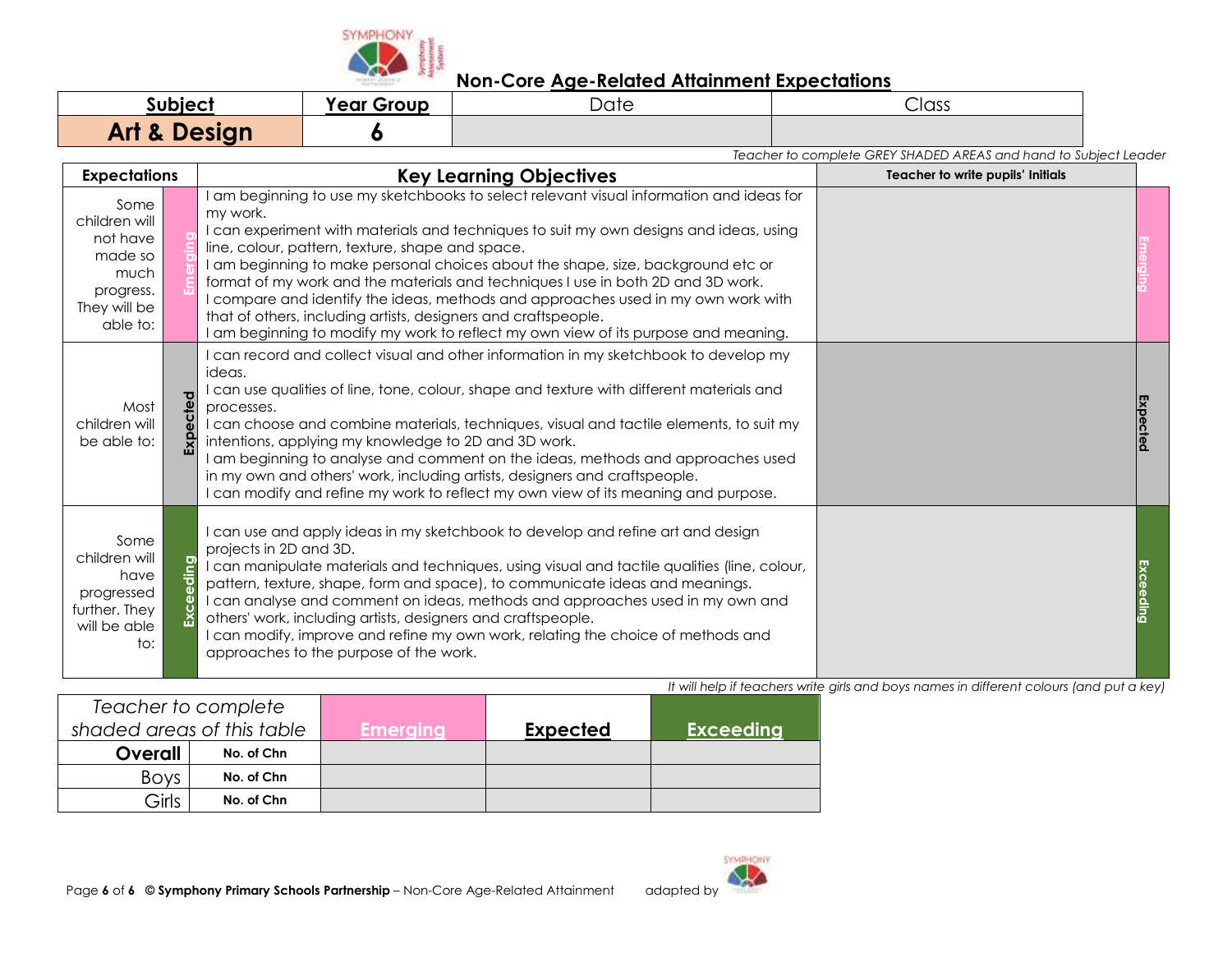## Non-Core Age-Related Attainment Expectations

| Subject | Year Group | Date | Class |
|---|---|---|---|
| **Art & Design** | **6** | | |

*Teacher to complete GREY SHADED AREAS and hand to Subject Leader*

| Expectations | | Key Learning Objectives | Teacher to write pupils' Initials | |
|---|---|---|---|---|
| Some children will not have made so much progress. They will be able to: | Emerging | I am beginning to use my sketchbooks to select relevant visual information and ideas for my work.<br>I can experiment with materials and techniques to suit my own designs and ideas, using line, colour, pattern, texture, shape and space.<br>I am beginning to make personal choices about the shape, size, background etc or format of my work and the materials and techniques I use in both 2D and 3D work.<br>I compare and identify the ideas, methods and approaches used in my own work with that of others, including artists, designers and craftspeople.<br>I am beginning to modify my work to reflect my own view of its purpose and meaning. | | Emerging |
| Most children will be able to: | Expected | I can record and collect visual and other information in my sketchbook to develop my ideas.<br>I can use qualities of line, tone, colour, shape and texture with different materials and processes.<br>I can choose and combine materials, techniques, visual and tactile elements, to suit my intentions, applying my knowledge to 2D and 3D work.<br>I am beginning to analyse and comment on the ideas, methods and approaches used in my own and others' work, including artists, designers and craftspeople.<br>I can modify and refine my work to reflect my own view of its meaning and purpose. | | Expected |
| Some children will have progressed further. They will be able to: | Exceeding | I can use and apply ideas in my sketchbook to develop and refine art and design projects in 2D and 3D.<br>I can manipulate materials and techniques, using visual and tactile qualities (line, colour, pattern, texture, shape, form and space), to communicate ideas and meanings.<br>I can analyse and comment on ideas, methods and approaches used in my own and others' work, including artists, designers and craftspeople.<br>I can modify, improve and refine my own work, relating the choice of methods and approaches to the purpose of the work. | | Exceeding |

*It will help if teachers write girls and boys names in different colours (and put a key)*

| *Teacher to complete shaded areas of this table* | | Emerging | Expected | Exceeding |
|---|---|---|---|---|
| **Overall** | **No. of Chn** | | | |
| Boys | **No. of Chn** | | | |
| Girls | **No. of Chn** | | | |

**© Symphony Primary Schools Partnership** – Non-Core Age-Related Attainment adapted by